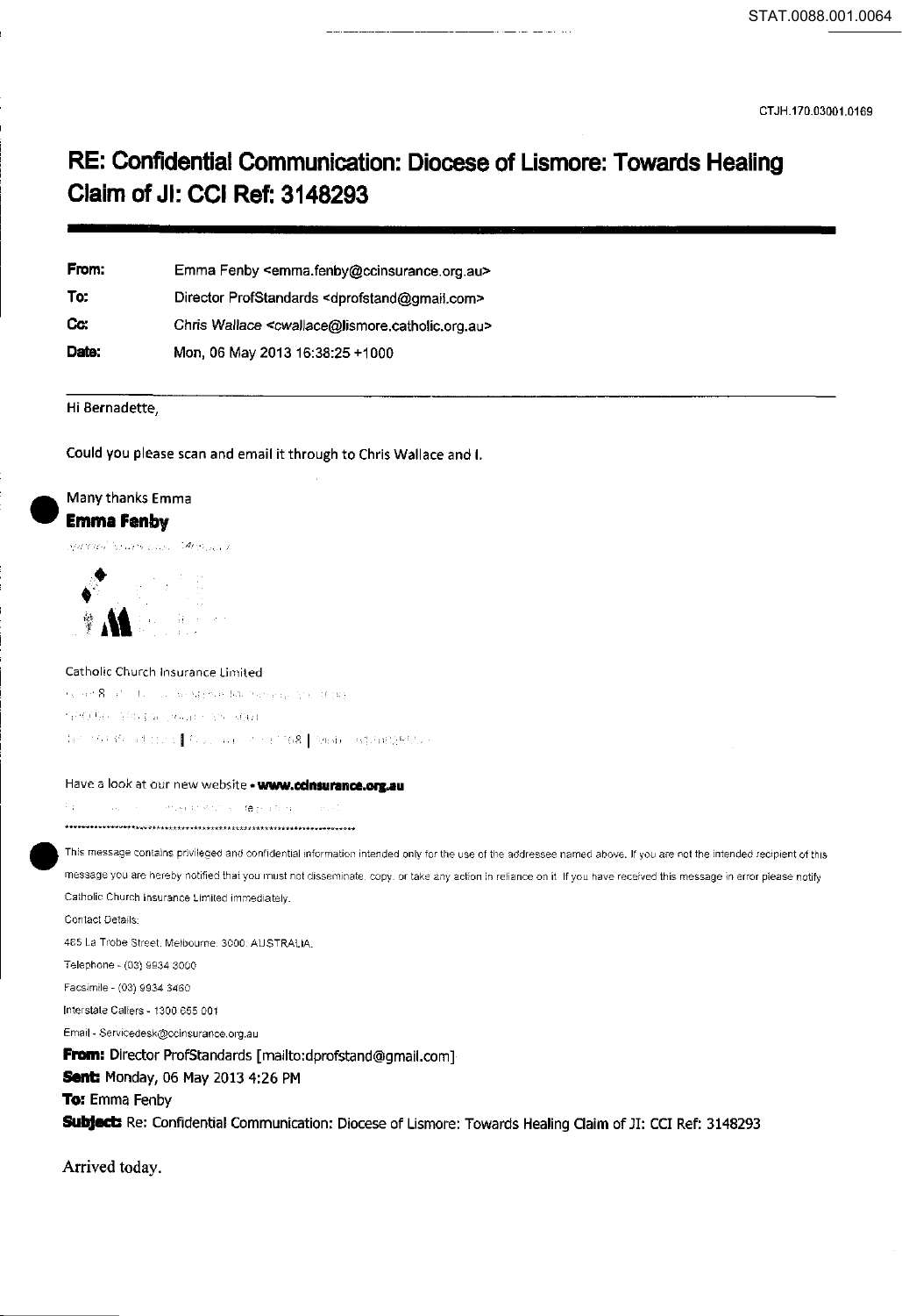# RE: Confidential Communication: Diocese of Lismore: Towards Healing Claim of JI: CCI Ref: 3148293

| | |
|---|---|
| **From:** | Emma Fenby <emma.fenby@ccinsurance.org.au> |
| **To:** | Director ProfStandards <dprofstand@gmail.com> |
| **Cc:** | Chris Wallace <cwallace@lismore.catholic.org.au> |
| **Date:** | Mon, 06 May 2013 16:38:25 +1000 |

Hi Bernadette,

Could you please scan and email it through to Chris Wallace and I.

Many thanks Emma

**Emma Fenby**

Catholic Church Insurance Limited

Have a look at our new website • **www.ccinsurance.org.au**

\*\*\*\*\*\*\*\*\*\*\*\*\*\*\*\*\*\*\*\*\*\*\*\*\*\*\*\*\*\*\*\*\*\*\*\*\*\*\*\*\*\*\*\*\*\*\*\*\*\*\*\*\*\*\*\*\*\*\*\*\*\*\*\*\*\*\*\*\*\*\*\*

This message contains privileged and confidential information intended only for the use of the addressee named above. If you are not the intended recipient of this message you are hereby notified that you must not disseminate, copy, or take any action in reliance on it. If you have received this message in error please notify Catholic Church Insurance Limited immediately.

Contact Details:

485 La Trobe Street, Melbourne, 3000 AUSTRALIA.

Telephone - (03) 9934 3000

Facsimile - (03) 9934 3460

Interstate Callers - 1300 655 001

Email - Servicedesk@ccinsurance.org.au

**From:** Director ProfStandards [mailto:dprofstand@gmail.com]
**Sent:** Monday, 06 May 2013 4:26 PM
**To:** Emma Fenby
**Subject:** Re: Confidential Communication: Diocese of Lismore: Towards Healing Claim of JI: CCI Ref: 3148293

Arrived today.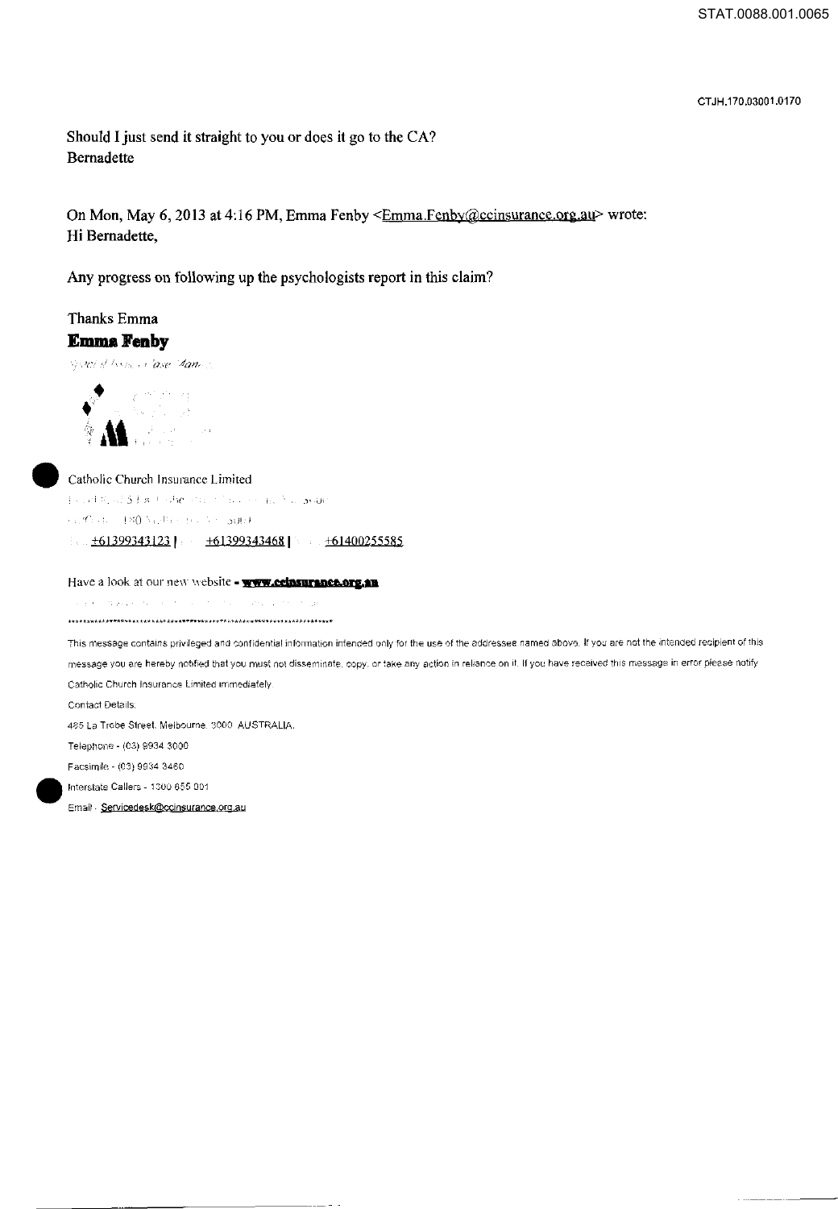Should I just send it straight to you or does it go to the CA?
Bernadette

On Mon, May 6, 2013 at 4:16 PM, Emma Fenby <Emma.Fenby@ccinsurance.org.au> wrote:
Hi Bernadette,

Any progress on following up the psychologists report in this claim?

Thanks Emma
**Emma Fenby**

Catholic Church Insurance Limited

+61399343123 | +61399343468 | +61400255585

Have a look at our new website - **www.ccinsurance.org.au**

\*\*\*\*\*\*\*\*\*\*\*\*\*\*\*\*\*\*\*\*\*\*\*\*\*\*\*\*\*\*\*\*\*\*\*\*\*\*\*\*\*\*\*\*\*\*\*\*\*\*\*\*\*\*\*\*\*\*\*\*\*\*\*\*

This message contains privileged and confidential information intended only for the use of the addressee named above. If you are not the intended recipient of this message you are hereby notified that you must not disseminate, copy, or take any action in reliance on it. If you have received this message in error please notify Catholic Church Insurance Limited immediately.

Contact Details:

485 La Trobe Street, Melbourne, 3000 AUSTRALIA.

Telephone - (03) 9934 3000

Facsimile - (03) 9934 3460

Interstate Callers - 1300 655 001

Email - Servicedesk@ccinsurance.org.au